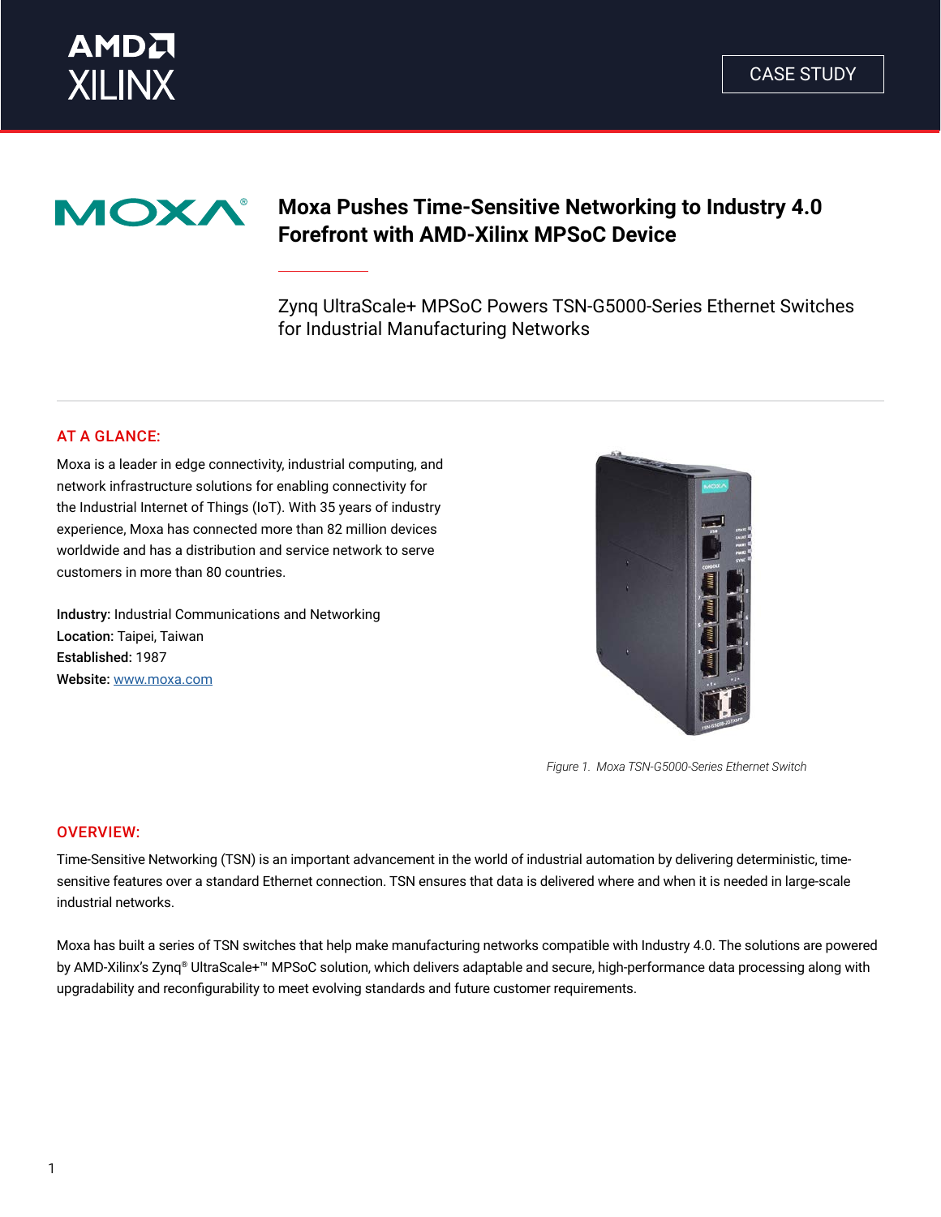CASE STUDY

# Moxa Pushes Time-Sensitive Networking to Industry 4.0 Forefront with AMD-Xilinx MPSoC Device

Zynq UltraScale+ MPSoC Powers TSN-G5000-Series Ethernet Switches for Industrial Manufacturing Networks

## AT A GLANCE:

Moxa is a leader in edge connectivity, industrial computing, and network infrastructure solutions for enabling connectivity for the Industrial Internet of Things (IoT). With 35 years of industry experience, Moxa has connected more than 82 million devices worldwide and has a distribution and service network to serve customers in more than 80 countries.

**Industry:** Industrial Communications and Networking
**Location:** Taipei, Taiwan
**Established:** 1987
**Website:** [www.moxa.com](http://www.moxa.com)

*Figure 1. Moxa TSN-G5000-Series Ethernet Switch*

## OVERVIEW:

Time-Sensitive Networking (TSN) is an important advancement in the world of industrial automation by delivering deterministic, time-sensitive features over a standard Ethernet connection. TSN ensures that data is delivered where and when it is needed in large-scale industrial networks.

Moxa has built a series of TSN switches that help make manufacturing networks compatible with Industry 4.0. The solutions are powered by AMD-Xilinx's Zynq® UltraScale+™ MPSoC solution, which delivers adaptable and secure, high-performance data processing along with upgradability and reconfigurability to meet evolving standards and future customer requirements.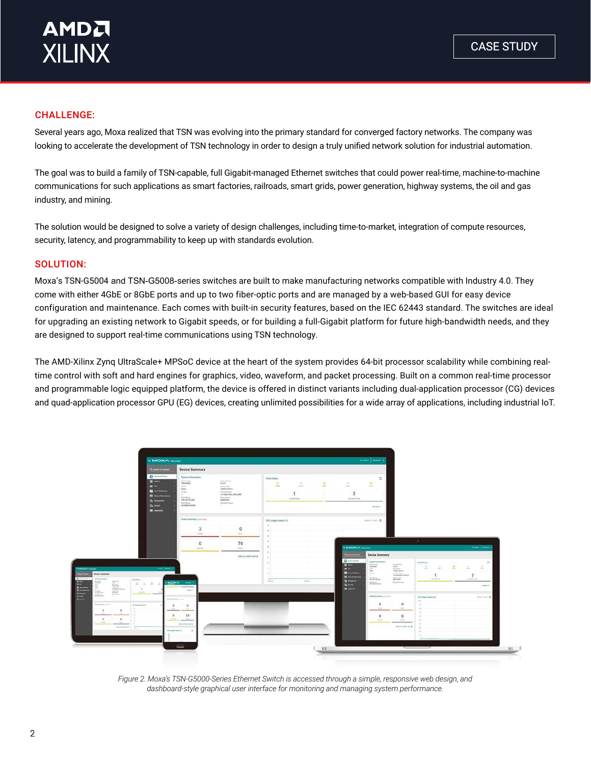## CHALLENGE:

Several years ago, Moxa realized that TSN was evolving into the primary standard for converged factory networks. The company was looking to accelerate the development of TSN technology in order to design a truly unified network solution for industrial automation.

The goal was to build a family of TSN-capable, full Gigabit-managed Ethernet switches that could power real-time, machine-to-machine communications for such applications as smart factories, railroads, smart grids, power generation, highway systems, the oil and gas industry, and mining.

The solution would be designed to solve a variety of design challenges, including time-to-market, integration of compute resources, security, latency, and programmability to keep up with standards evolution.

## SOLUTION:

Moxa's TSN-G5004 and TSN-G5008-series switches are built to make manufacturing networks compatible with Industry 4.0. They come with either 4GbE or 8GbE ports and up to two fiber-optic ports and are managed by a web-based GUI for easy device configuration and maintenance. Each comes with built-in security features, based on the IEC 62443 standard. The switches are ideal for upgrading an existing network to Gigabit speeds, or for building a full-Gigabit platform for future high-bandwidth needs, and they are designed to support real-time communications using TSN technology.

The AMD-Xilinx Zynq UltraScale+ MPSoC device at the heart of the system provides 64-bit processor scalability while combining real-time control with soft and hard engines for graphics, video, waveform, and packet processing. Built on a common real-time processor and programmable logic equipped platform, the device is offered in distinct variants including dual-application processor (CG) devices and quad-application processor GPU (EG) devices, creating unlimited possibilities for a wide array of applications, including industrial IoT.

*Figure 2. Moxa's TSN-G5000-Series Ethernet Switch is accessed through a simple, responsive web design, and dashboard-style graphical user interface for monitoring and managing system performance.*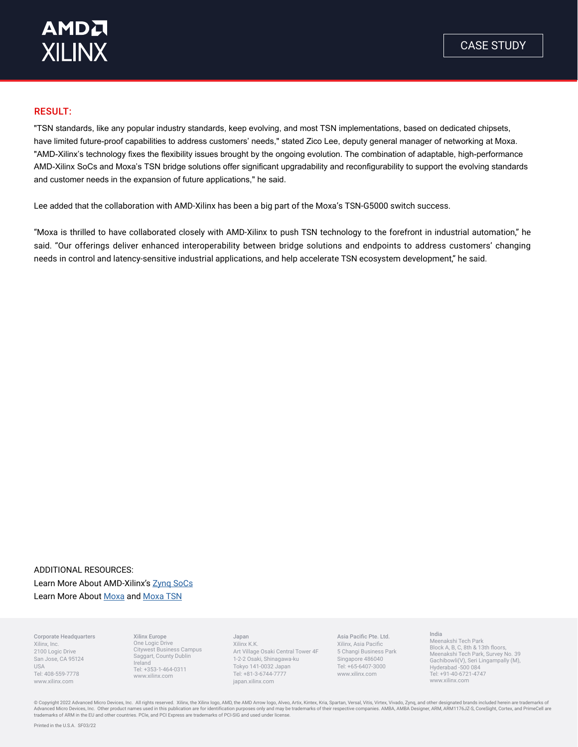## RESULT:

"TSN standards, like any popular industry standards, keep evolving, and most TSN implementations, based on dedicated chipsets, have limited future-proof capabilities to address customers' needs," stated Zico Lee, deputy general manager of networking at Moxa. "AMD-Xilinx's technology fixes the flexibility issues brought by the ongoing evolution. The combination of adaptable, high-performance AMD-Xilinx SoCs and Moxa's TSN bridge solutions offer significant upgradability and reconfigurability to support the evolving standards and customer needs in the expansion of future applications," he said.

Lee added that the collaboration with AMD-Xilinx has been a big part of the Moxa's TSN-G5000 switch success.

"Moxa is thrilled to have collaborated closely with AMD-Xilinx to push TSN technology to the forefront in industrial automation," he said. "Our offerings deliver enhanced interoperability between bridge solutions and endpoints to address customers' changing needs in control and latency-sensitive industrial applications, and help accelerate TSN ecosystem development," he said.

ADDITIONAL RESOURCES:
Learn More About AMD-Xilinx's Zynq SoCs
Learn More About Moxa and Moxa TSN

**Corporate Headquarters**
Xilinx, Inc.
2100 Logic Drive
San Jose, CA 95124
USA
Tel: 408-559-7778
www.xilinx.com

**Xilinx Europe**
One Logic Drive
Citywest Business Campus
Saggart, County Dublin
Ireland
Tel: +353-1-464-0311
www.xilinx.com

**Japan**
Xilinx K.K.
Art Village Osaki Central Tower 4F
1-2-2 Osaki, Shinagawa-ku
Tokyo 141-0032 Japan
Tel: +81-3-6744-7777
japan.xilinx.com

**Asia Pacific Pte. Ltd.**
Xilinx, Asia Pacific
5 Changi Business Park
Singapore 486040
Tel: +65-6407-3000
www.xilinx.com

**India**
Meenakshi Tech Park
Block A, B, C, 8th & 13th floors,
Meenakshi Tech Park, Survey No. 39
Gachibowli(V), Seri Lingampally (M),
Hyderabad -500 084
Tel: +91-40-6721-4747
www.xilinx.com

© Copyright 2022 Advanced Micro Devices, Inc. All rights reserved. Xilinx, the Xilinx logo, AMD, the AMD Arrow logo, Alveo, Artix, Kintex, Kria, Spartan, Versal, Vitis, Virtex, Vivado, Zynq, and other designated brands included herein are trademarks of Advanced Micro Devices, Inc. Other product names used in this publication are for identification purposes only and may be trademarks of their respective companies. AMBA, AMBA Designer, ARM, ARM1176JZ-S, CoreSight, Cortex, and PrimeCell are trademarks of ARM in the EU and other countries. PCIe, and PCI Express are trademarks of PCI-SIG and used under license.

Printed in the U.S.A. SF03/22